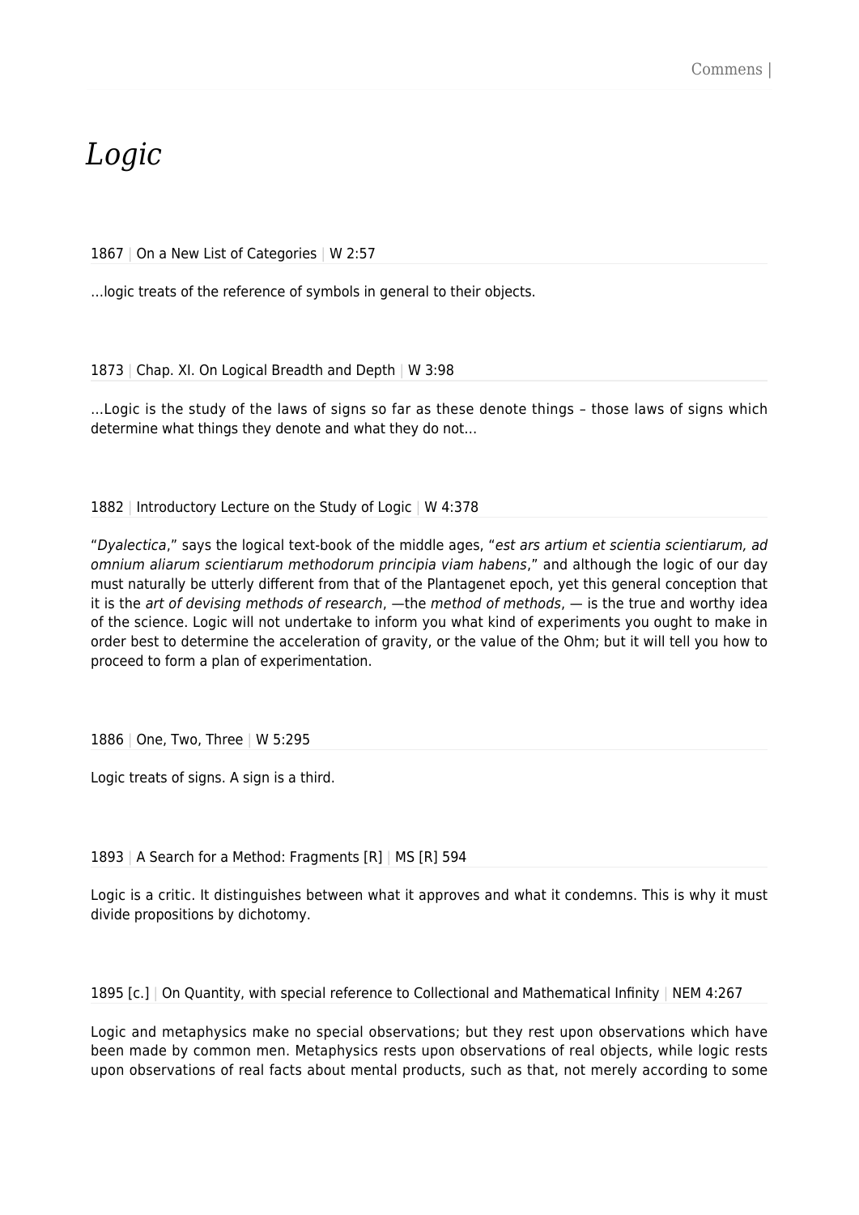# *Logic*

1867 | On a New List of Categories | W 2:57

…logic treats of the reference of symbols in general to their objects.

1873 | Chap. XI. On Logical Breadth and Depth | W 3:98

…Logic is the study of the laws of signs so far as these denote things – those laws of signs which determine what things they denote and what they do not…

1882 | Introductory Lecture on the Study of Logic | W 4:378

"*Dyalectica*," says the logical text-book of the middle ages, "*est ars artium et scientia scientiarum, ad omnium aliarum scientiarum methodorum principia viam habens*," and although the logic of our day must naturally be utterly different from that of the Plantagenet epoch, yet this general conception that it is the *art of devising methods of research*, —the *method of methods*, — is the true and worthy idea of the science. Logic will not undertake to inform you what kind of experiments you ought to make in order best to determine the acceleration of gravity, or the value of the Ohm; but it will tell you how to proceed to form a plan of experimentation.

1886 | One, Two, Three | W 5:295

Logic treats of signs. A sign is a third.

1893 | A Search for a Method: Fragments [R] | MS [R] 594

Logic is a critic. It distinguishes between what it approves and what it condemns. This is why it must divide propositions by dichotomy.

1895 [c.] | On Quantity, with special reference to Collectional and Mathematical Infinity | NEM 4:267

Logic and metaphysics make no special observations; but they rest upon observations which have been made by common men. Metaphysics rests upon observations of real objects, while logic rests upon observations of real facts about mental products, such as that, not merely according to some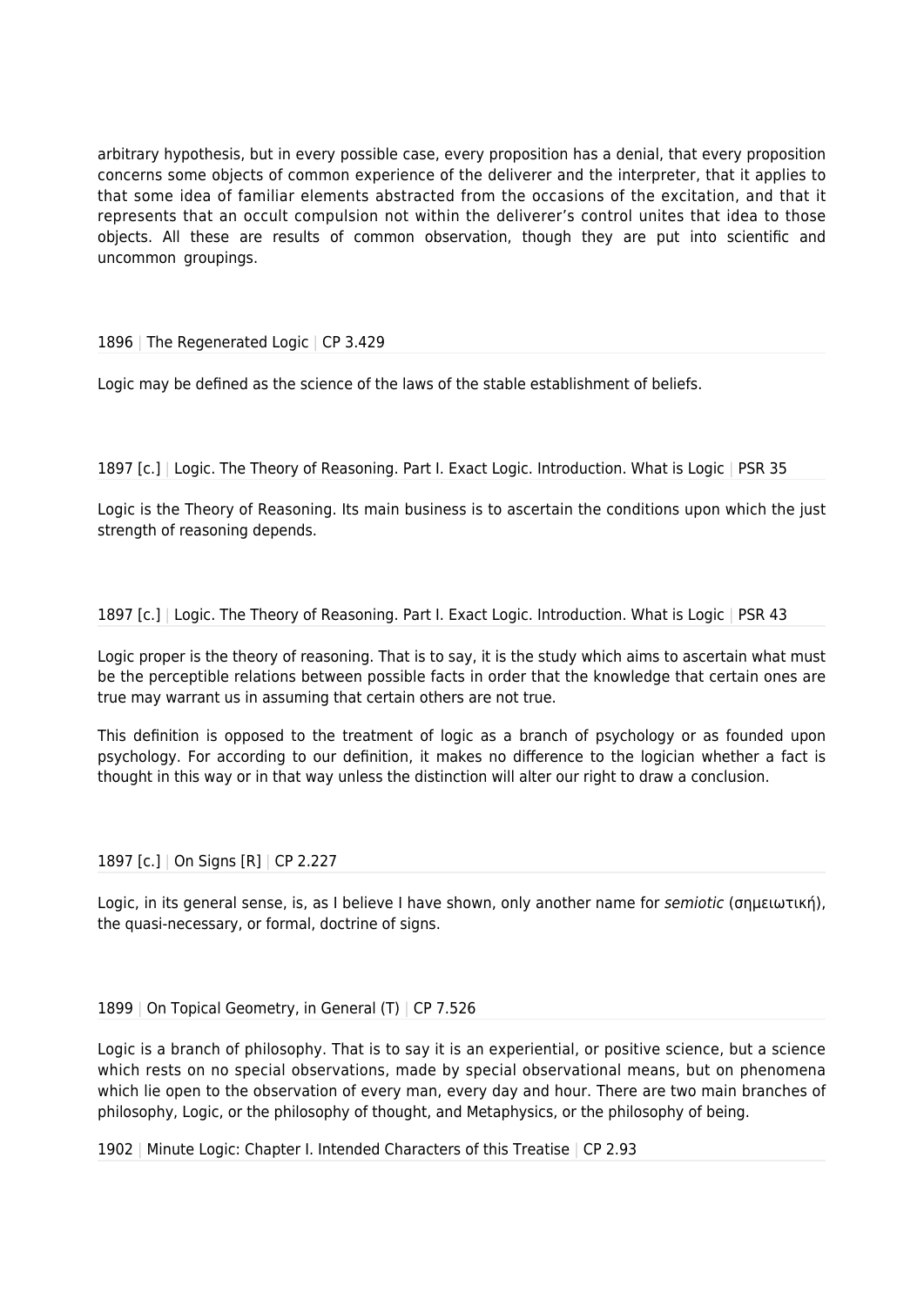arbitrary hypothesis, but in every possible case, every proposition has a denial, that every proposition concerns some objects of common experience of the deliverer and the interpreter, that it applies to that some idea of familiar elements abstracted from the occasions of the excitation, and that it represents that an occult compulsion not within the deliverer's control unites that idea to those objects. All these are results of common observation, though they are put into scientific and uncommon groupings.

1896 | The Regenerated Logic | CP 3.429

Logic may be defined as the science of the laws of the stable establishment of beliefs.

1897 [c.] | Logic. The Theory of Reasoning. Part I. Exact Logic. Introduction. What is Logic | PSR 35

Logic is the Theory of Reasoning. Its main business is to ascertain the conditions upon which the just strength of reasoning depends.

1897 [c.] | Logic. The Theory of Reasoning. Part I. Exact Logic. Introduction. What is Logic | PSR 43

Logic proper is the theory of reasoning. That is to say, it is the study which aims to ascertain what must be the perceptible relations between possible facts in order that the knowledge that certain ones are true may warrant us in assuming that certain others are not true.

This definition is opposed to the treatment of logic as a branch of psychology or as founded upon psychology. For according to our definition, it makes no difference to the logician whether a fact is thought in this way or in that way unless the distinction will alter our right to draw a conclusion.

1897 [c.] | On Signs [R] | CP 2.227

Logic, in its general sense, is, as I believe I have shown, only another name for *semiotic* (σημειωτική), the quasi-necessary, or formal, doctrine of signs.

1899 | On Topical Geometry, in General (T) | CP 7.526

Logic is a branch of philosophy. That is to say it is an experiential, or positive science, but a science which rests on no special observations, made by special observational means, but on phenomena which lie open to the observation of every man, every day and hour. There are two main branches of philosophy, Logic, or the philosophy of thought, and Metaphysics, or the philosophy of being.

1902 | Minute Logic: Chapter I. Intended Characters of this Treatise | CP 2.93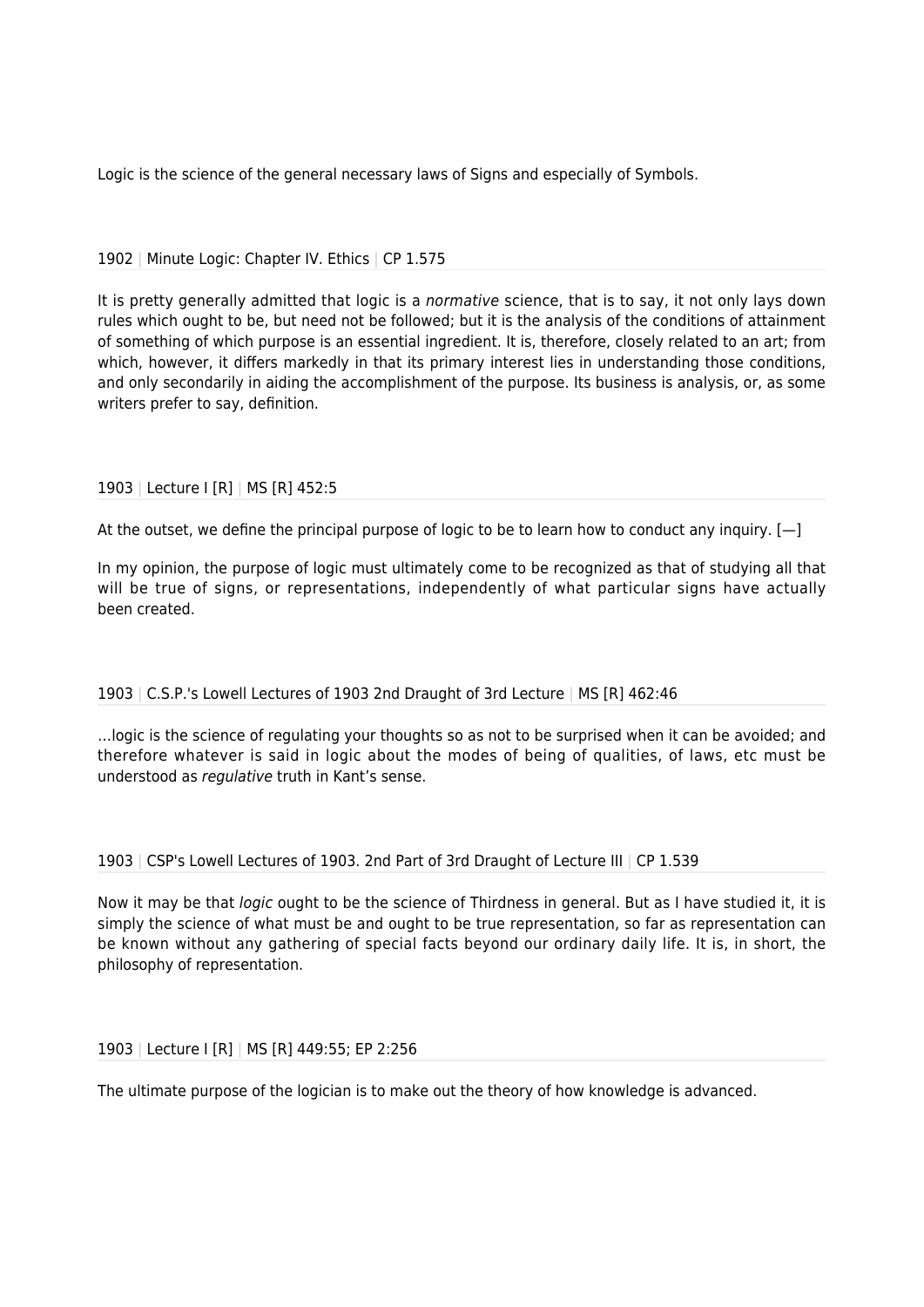Logic is the science of the general necessary laws of Signs and especially of Symbols.

1902 | Minute Logic: Chapter IV. Ethics | CP 1.575

It is pretty generally admitted that logic is a *normative* science, that is to say, it not only lays down rules which ought to be, but need not be followed; but it is the analysis of the conditions of attainment of something of which purpose is an essential ingredient. It is, therefore, closely related to an art; from which, however, it differs markedly in that its primary interest lies in understanding those conditions, and only secondarily in aiding the accomplishment of the purpose. Its business is analysis, or, as some writers prefer to say, definition.

1903 | Lecture I [R] | MS [R] 452:5

At the outset, we define the principal purpose of logic to be to learn how to conduct any inquiry. [—]

In my opinion, the purpose of logic must ultimately come to be recognized as that of studying all that will be true of signs, or representations, independently of what particular signs have actually been created.

1903 | C.S.P.'s Lowell Lectures of 1903 2nd Draught of 3rd Lecture | MS [R] 462:46

…logic is the science of regulating your thoughts so as not to be surprised when it can be avoided; and therefore whatever is said in logic about the modes of being of qualities, of laws, etc must be understood as *regulative* truth in Kant's sense.

1903 | CSP's Lowell Lectures of 1903. 2nd Part of 3rd Draught of Lecture III | CP 1.539

Now it may be that *logic* ought to be the science of Thirdness in general. But as I have studied it, it is simply the science of what must be and ought to be true representation, so far as representation can be known without any gathering of special facts beyond our ordinary daily life. It is, in short, the philosophy of representation.

1903 | Lecture I [R] | MS [R] 449:55; EP 2:256

The ultimate purpose of the logician is to make out the theory of how knowledge is advanced.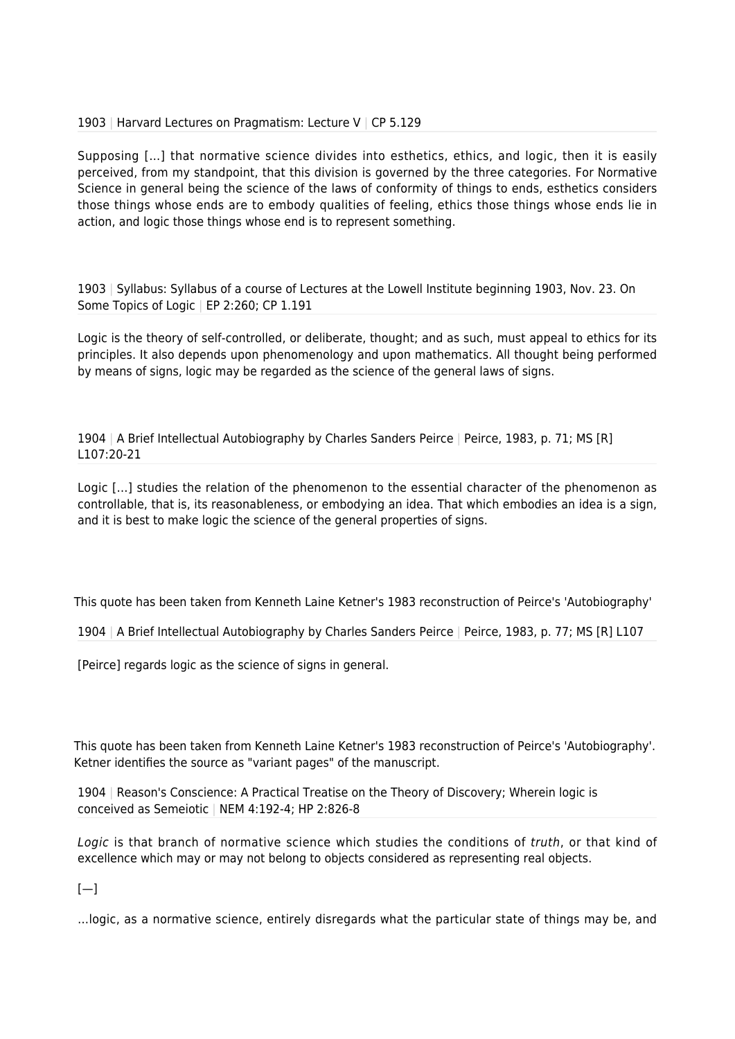1903 | Harvard Lectures on Pragmatism: Lecture V | CP 5.129

Supposing […] that normative science divides into esthetics, ethics, and logic, then it is easily perceived, from my standpoint, that this division is governed by the three categories. For Normative Science in general being the science of the laws of conformity of things to ends, esthetics considers those things whose ends are to embody qualities of feeling, ethics those things whose ends lie in action, and logic those things whose end is to represent something.

1903 | Syllabus: Syllabus of a course of Lectures at the Lowell Institute beginning 1903, Nov. 23. On Some Topics of Logic | EP 2:260; CP 1.191

Logic is the theory of self-controlled, or deliberate, thought; and as such, must appeal to ethics for its principles. It also depends upon phenomenology and upon mathematics. All thought being performed by means of signs, logic may be regarded as the science of the general laws of signs.

1904 | A Brief Intellectual Autobiography by Charles Sanders Peirce | Peirce, 1983, p. 71; MS [R] L107:20-21

Logic […] studies the relation of the phenomenon to the essential character of the phenomenon as controllable, that is, its reasonableness, or embodying an idea. That which embodies an idea is a sign, and it is best to make logic the science of the general properties of signs.

This quote has been taken from Kenneth Laine Ketner's 1983 reconstruction of Peirce's 'Autobiography'

1904 | A Brief Intellectual Autobiography by Charles Sanders Peirce | Peirce, 1983, p. 77; MS [R] L107

[Peirce] regards logic as the science of signs in general.

This quote has been taken from Kenneth Laine Ketner's 1983 reconstruction of Peirce's 'Autobiography'. Ketner identifies the source as "variant pages" of the manuscript.

1904 | Reason's Conscience: A Practical Treatise on the Theory of Discovery; Wherein logic is conceived as Semeiotic | NEM 4:192-4; HP 2:826-8

*Logic* is that branch of normative science which studies the conditions of *truth*, or that kind of excellence which may or may not belong to objects considered as representing real objects.

[—]

…logic, as a normative science, entirely disregards what the particular state of things may be, and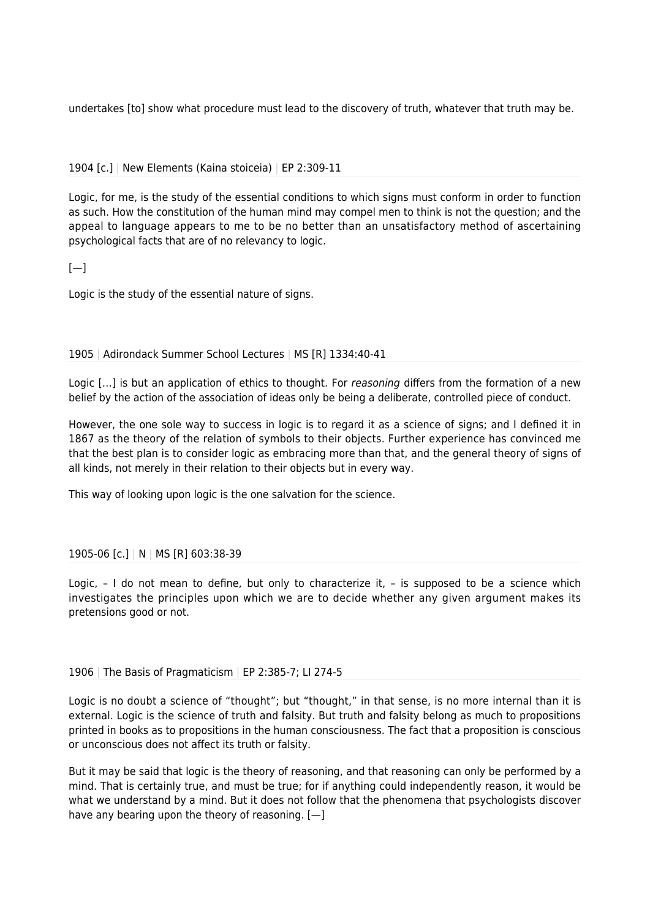undertakes [to] show what procedure must lead to the discovery of truth, whatever that truth may be.

1904 [c.] | New Elements (Kaina stoiceia) | EP 2:309-11

Logic, for me, is the study of the essential conditions to which signs must conform in order to function as such. How the constitution of the human mind may compel men to think is not the question; and the appeal to language appears to me to be no better than an unsatisfactory method of ascertaining psychological facts that are of no relevancy to logic.

[—]

Logic is the study of the essential nature of signs.

1905 | Adirondack Summer School Lectures | MS [R] 1334:40-41

Logic […] is but an application of ethics to thought. For *reasoning* differs from the formation of a new belief by the action of the association of ideas only be being a deliberate, controlled piece of conduct.

However, the one sole way to success in logic is to regard it as a science of signs; and I defined it in 1867 as the theory of the relation of symbols to their objects. Further experience has convinced me that the best plan is to consider logic as embracing more than that, and the general theory of signs of all kinds, not merely in their relation to their objects but in every way.

This way of looking upon logic is the one salvation for the science.

1905-06 [c.] | N | MS [R] 603:38-39

Logic, – I do not mean to define, but only to characterize it, – is supposed to be a science which investigates the principles upon which we are to decide whether any given argument makes its pretensions good or not.

1906 | The Basis of Pragmaticism | EP 2:385-7; LI 274-5

Logic is no doubt a science of "thought"; but "thought," in that sense, is no more internal than it is external. Logic is the science of truth and falsity. But truth and falsity belong as much to propositions printed in books as to propositions in the human consciousness. The fact that a proposition is conscious or unconscious does not affect its truth or falsity.

But it may be said that logic is the theory of reasoning, and that reasoning can only be performed by a mind. That is certainly true, and must be true; for if anything could independently reason, it would be what we understand by a mind. But it does not follow that the phenomena that psychologists discover have any bearing upon the theory of reasoning. [—]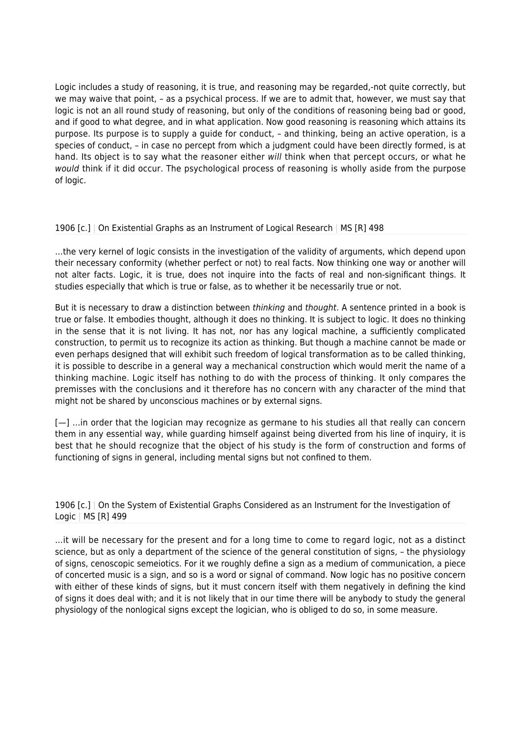Logic includes a study of reasoning, it is true, and reasoning may be regarded,-not quite correctly, but we may waive that point, – as a psychical process. If we are to admit that, however, we must say that logic is not an all round study of reasoning, but only of the conditions of reasoning being bad or good, and if good to what degree, and in what application. Now good reasoning is reasoning which attains its purpose. Its purpose is to supply a guide for conduct, – and thinking, being an active operation, is a species of conduct, – in case no percept from which a judgment could have been directly formed, is at hand. Its object is to say what the reasoner either *will* think when that percept occurs, or what he *would* think if it did occur. The psychological process of reasoning is wholly aside from the purpose of logic.

1906 [c.] | On Existential Graphs as an Instrument of Logical Research | MS [R] 498

…the very kernel of logic consists in the investigation of the validity of arguments, which depend upon their necessary conformity (whether perfect or not) to real facts. Now thinking one way or another will not alter facts. Logic, it is true, does not inquire into the facts of real and non-significant things. It studies especially that which is true or false, as to whether it be necessarily true or not.

But it is necessary to draw a distinction between *thinking* and *thought*. A sentence printed in a book is true or false. It embodies thought, although it does no thinking. It is subject to logic. It does no thinking in the sense that it is not living. It has not, nor has any logical machine, a sufficiently complicated construction, to permit us to recognize its action as thinking. But though a machine cannot be made or even perhaps designed that will exhibit such freedom of logical transformation as to be called thinking, it is possible to describe in a general way a mechanical construction which would merit the name of a thinking machine. Logic itself has nothing to do with the process of thinking. It only compares the premisses with the conclusions and it therefore has no concern with any character of the mind that might not be shared by unconscious machines or by external signs.

[—] …in order that the logician may recognize as germane to his studies all that really can concern them in any essential way, while guarding himself against being diverted from his line of inquiry, it is best that he should recognize that the object of his study is the form of construction and forms of functioning of signs in general, including mental signs but not confined to them.

1906 [c.] | On the System of Existential Graphs Considered as an Instrument for the Investigation of Logic | MS [R] 499

…it will be necessary for the present and for a long time to come to regard logic, not as a distinct science, but as only a department of the science of the general constitution of signs, – the physiology of signs, cenoscopic semeiotics. For it we roughly define a sign as a medium of communication, a piece of concerted music is a sign, and so is a word or signal of command. Now logic has no positive concern with either of these kinds of signs, but it must concern itself with them negatively in defining the kind of signs it does deal with; and it is not likely that in our time there will be anybody to study the general physiology of the nonlogical signs except the logician, who is obliged to do so, in some measure.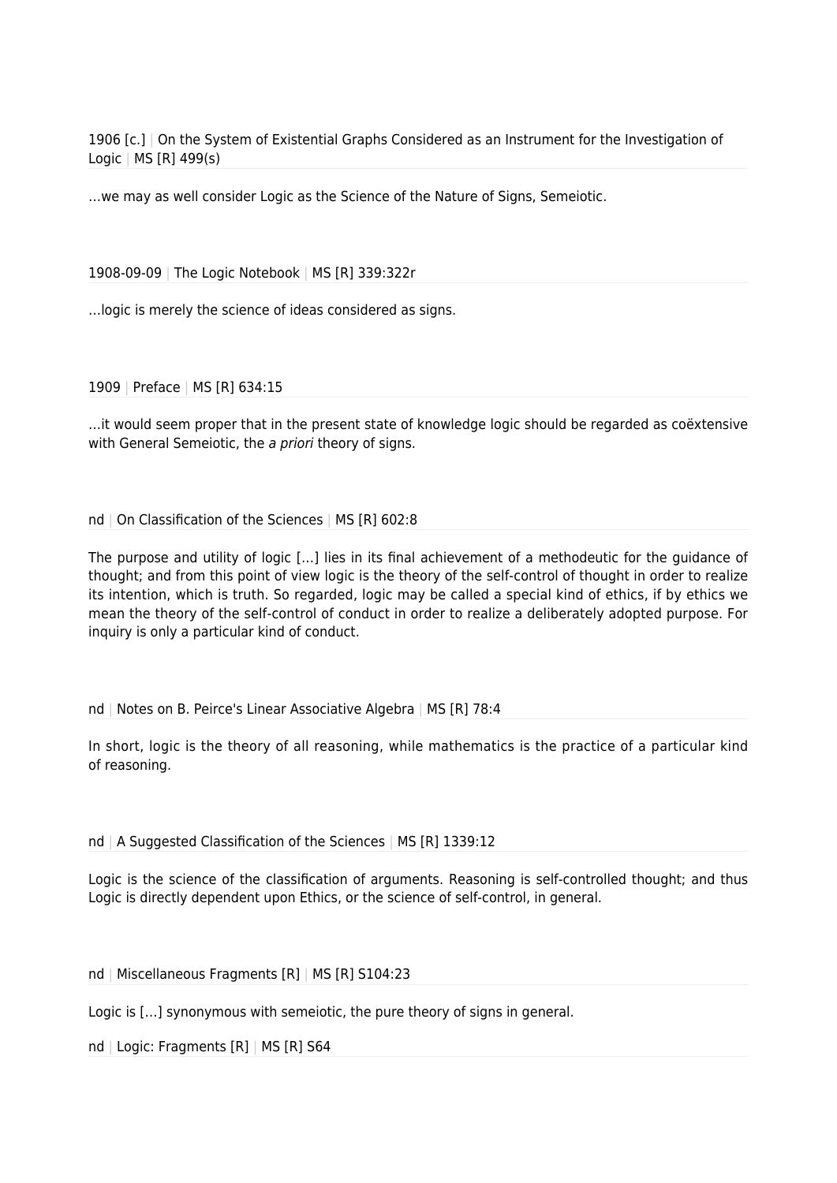1906 [c.] | On the System of Existential Graphs Considered as an Instrument for the Investigation of Logic | MS [R] 499(s)

…we may as well consider Logic as the Science of the Nature of Signs, Semeiotic.

1908-09-09 | The Logic Notebook | MS [R] 339:322r

…logic is merely the science of ideas considered as signs.

1909 | Preface | MS [R] 634:15

…it would seem proper that in the present state of knowledge logic should be regarded as coëxtensive with General Semeiotic, the *a priori* theory of signs.

nd | On Classification of the Sciences | MS [R] 602:8

The purpose and utility of logic […] lies in its final achievement of a methodeutic for the guidance of thought; and from this point of view logic is the theory of the self-control of thought in order to realize its intention, which is truth. So regarded, logic may be called a special kind of ethics, if by ethics we mean the theory of the self-control of conduct in order to realize a deliberately adopted purpose. For inquiry is only a particular kind of conduct.

nd | Notes on B. Peirce's Linear Associative Algebra | MS [R] 78:4

In short, logic is the theory of all reasoning, while mathematics is the practice of a particular kind of reasoning.

nd | A Suggested Classification of the Sciences | MS [R] 1339:12

Logic is the science of the classification of arguments. Reasoning is self-controlled thought; and thus Logic is directly dependent upon Ethics, or the science of self-control, in general.

nd | Miscellaneous Fragments [R] | MS [R] S104:23

Logic is […] synonymous with semeiotic, the pure theory of signs in general.

nd | Logic: Fragments [R] | MS [R] S64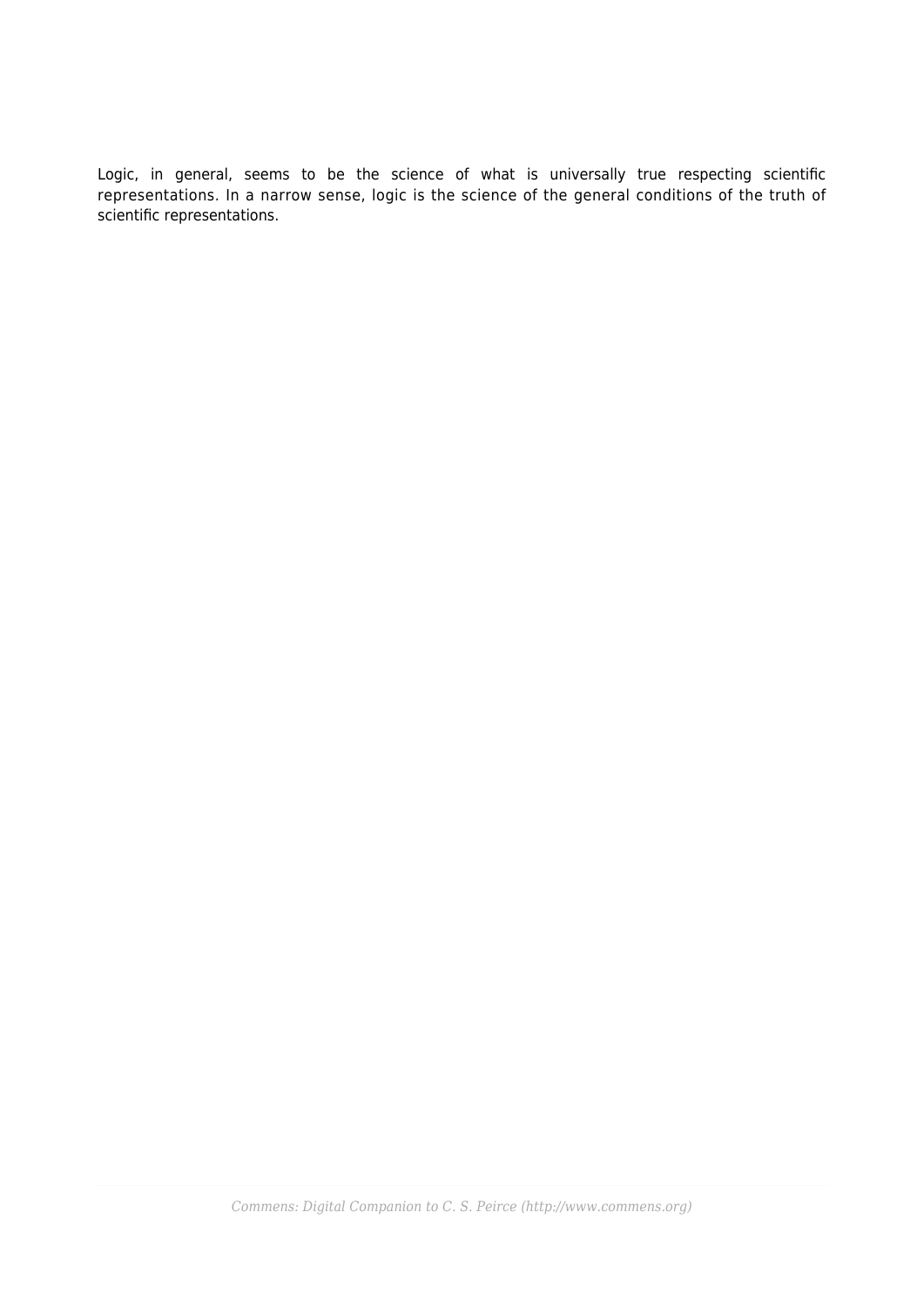Logic, in general, seems to be the science of what is universally true respecting scientific representations. In a narrow sense, logic is the science of the general conditions of the truth of scientific representations.